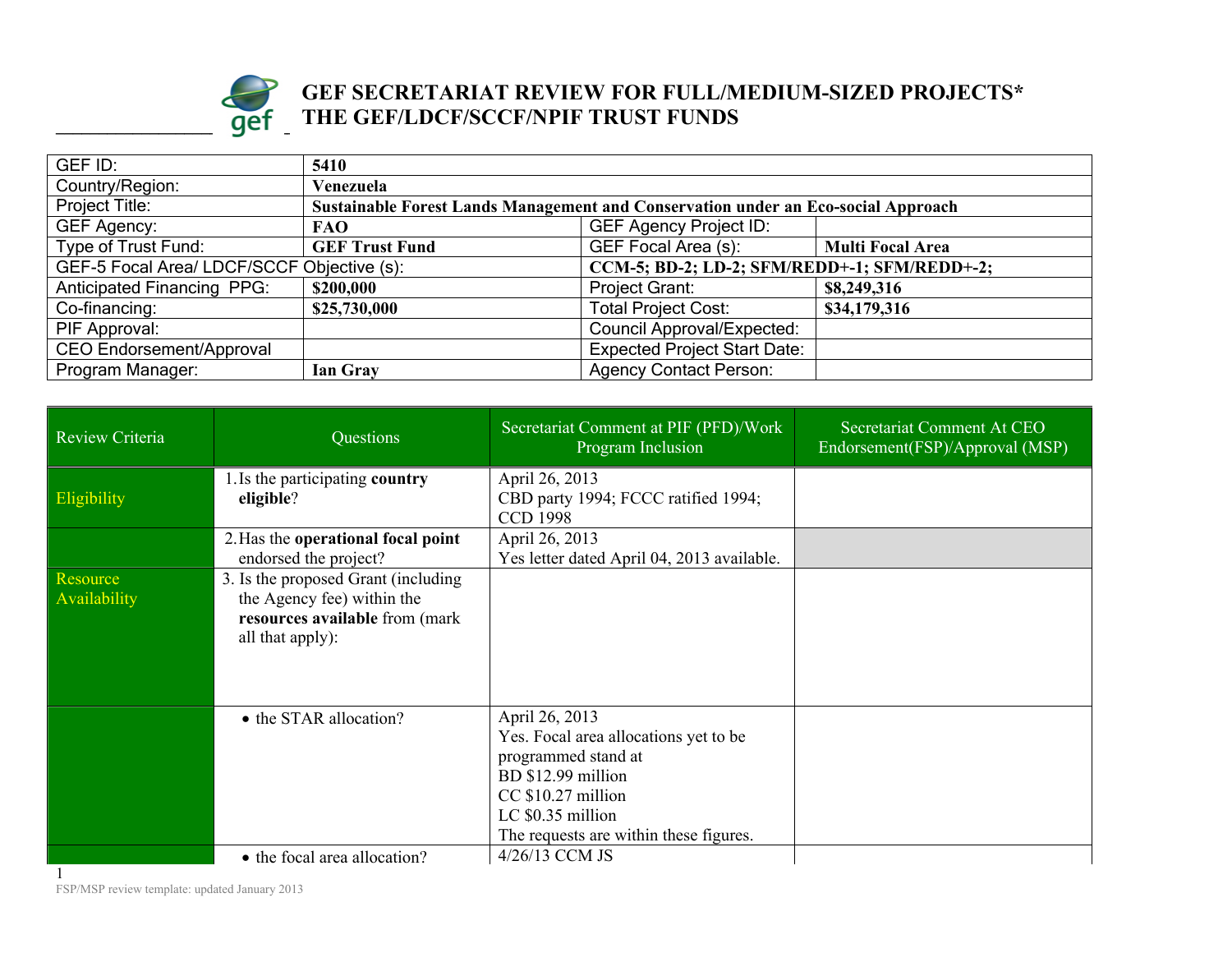# GEF SECRETARIAT REVIEW FOR FULL/MEDIUM-SIZED PROJECTS*
# THE GEF/LDCF/SCCF/NPIF TRUST FUNDS

| GEF ID: | 5410 | | |
|---|---|---|---|
| Country/Region: | **Venezuela** | | |
| Project Title: | **Sustainable Forest Lands Management and Conservation under an Eco-social Approach** | | |
| GEF Agency: | **FAO** | GEF Agency Project ID: | |
| Type of Trust Fund: | **GEF Trust Fund** | GEF Focal Area (s): | **Multi Focal Area** |
| GEF-5 Focal Area/ LDCF/SCCF Objective (s): | | **CCM-5; BD-2; LD-2; SFM/REDD+-1; SFM/REDD+-2;** | |
| Anticipated Financing PPG: | **$200,000** | Project Grant: | **$8,249,316** |
| Co-financing: | **$25,730,000** | Total Project Cost: | **$34,179,316** |
| PIF Approval: | | Council Approval/Expected: | |
| CEO Endorsement/Approval | | Expected Project Start Date: | |
| Program Manager: | **Ian Gray** | Agency Contact Person: | |

| Review Criteria | Questions | Secretariat Comment at PIF (PFD)/Work Program Inclusion | Secretariat Comment At CEO Endorsement(FSP)/Approval (MSP) |
|---|---|---|---|
| Eligibility | 1. Is the participating **country eligible**? | April 26, 2013<br>CBD party 1994; FCCC ratified 1994; CCD 1998 | |
| | 2. Has the **operational focal point** endorsed the project? | April 26, 2013<br>Yes letter dated April 04, 2013 available. | |
| Resource Availability | 3. Is the proposed Grant (including the Agency fee) within the **resources available** from (mark all that apply): | | |
| | • the STAR allocation? | April 26, 2013<br>Yes. Focal area allocations yet to be programmed stand at<br>BD $12.99 million<br>CC $10.27 million<br>LC $0.35 million<br>The requests are within these figures. | |
| | • the focal area allocation? | 4/26/13 CCM JS | |

FSP/MSP review template: updated January 2013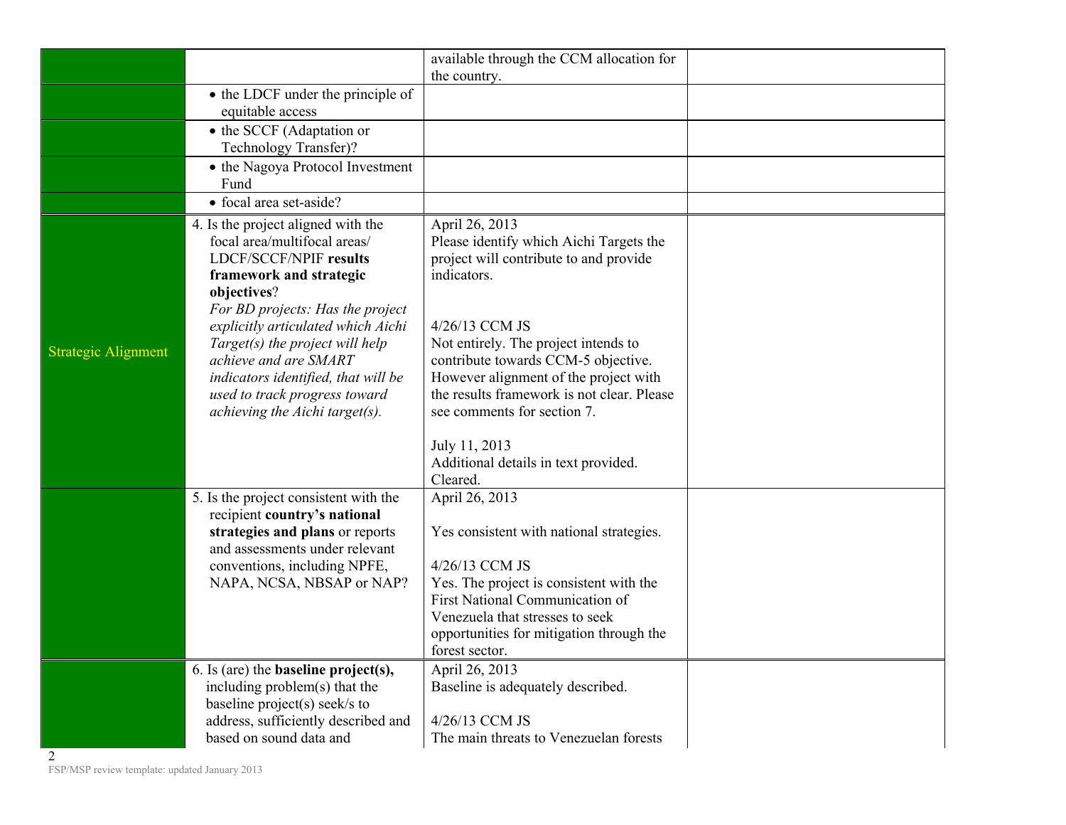| | | | |
|---|---|---|---|
| | | available through the CCM allocation for the country. | |
| | • the LDCF under the principle of equitable access | | |
| | • the SCCF (Adaptation or Technology Transfer)? | | |
| | • the Nagoya Protocol Investment Fund | | |
| | • focal area set-aside? | | |
| Strategic Alignment | 4. Is the project aligned with the focal area/multifocal areas/ LDCF/SCCF/NPIF **results framework and strategic objectives**? *For BD projects: Has the project explicitly articulated which Aichi Target(s) the project will help achieve and are SMART indicators identified, that will be used to track progress toward achieving the Aichi target(s).* | April 26, 2013<br>Please identify which Aichi Targets the project will contribute to and provide indicators.<br><br>4/26/13 CCM JS<br>Not entirely. The project intends to contribute towards CCM-5 objective. However alignment of the project with the results framework is not clear. Please see comments for section 7.<br><br>July 11, 2013<br>Additional details in text provided. Cleared. | |
| | 5. Is the project consistent with the recipient **country's national strategies and plans** or reports and assessments under relevant conventions, including NPFE, NAPA, NCSA, NBSAP or NAP? | April 26, 2013<br><br>Yes consistent with national strategies.<br><br>4/26/13 CCM JS<br>Yes. The project is consistent with the First National Communication of Venezuela that stresses to seek opportunities for mitigation through the forest sector. | |
| | 6. Is (are) the **baseline project(s),** including problem(s) that the baseline project(s) seek/s to address, sufficiently described and based on sound data and | April 26, 2013<br>Baseline is adequately described.<br><br>4/26/13 CCM JS<br>The main threats to Venezuelan forests | |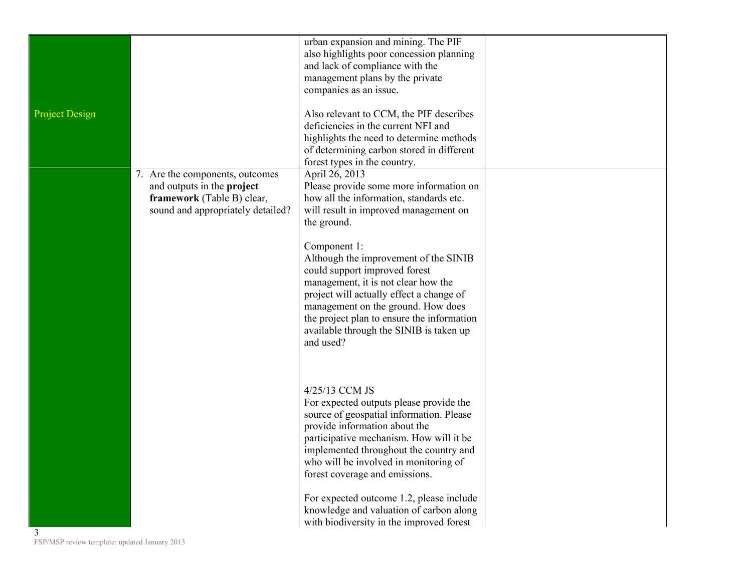| | | | |
|---|---|---|---|
| Project Design | | urban expansion and mining. The PIF also highlights poor concession planning and lack of compliance with the management plans by the private companies as an issue.<br><br>Also relevant to CCM, the PIF describes deficiencies in the current NFI and highlights the need to determine methods of determining carbon stored in different forest types in the country. | |
| | 7. Are the components, outcomes and outputs in the **project framework** (Table B) clear, sound and appropriately detailed? | April 26, 2013<br>Please provide some more information on how all the information, standards etc. will result in improved management on the ground.<br><br>Component 1:<br>Although the improvement of the SINIB could support improved forest management, it is not clear how the project will actually effect a change of management on the ground. How does the project plan to ensure the information available through the SINIB is taken up and used?<br><br>4/25/13 CCM JS<br>For expected outputs please provide the source of geospatial information. Please provide information about the participative mechanism. How will it be implemented throughout the country and who will be involved in monitoring of forest coverage and emissions.<br><br>For expected outcome 1.2, please include knowledge and valuation of carbon along with biodiversity in the improved forest | |

FSP/MSP review template: updated January 2013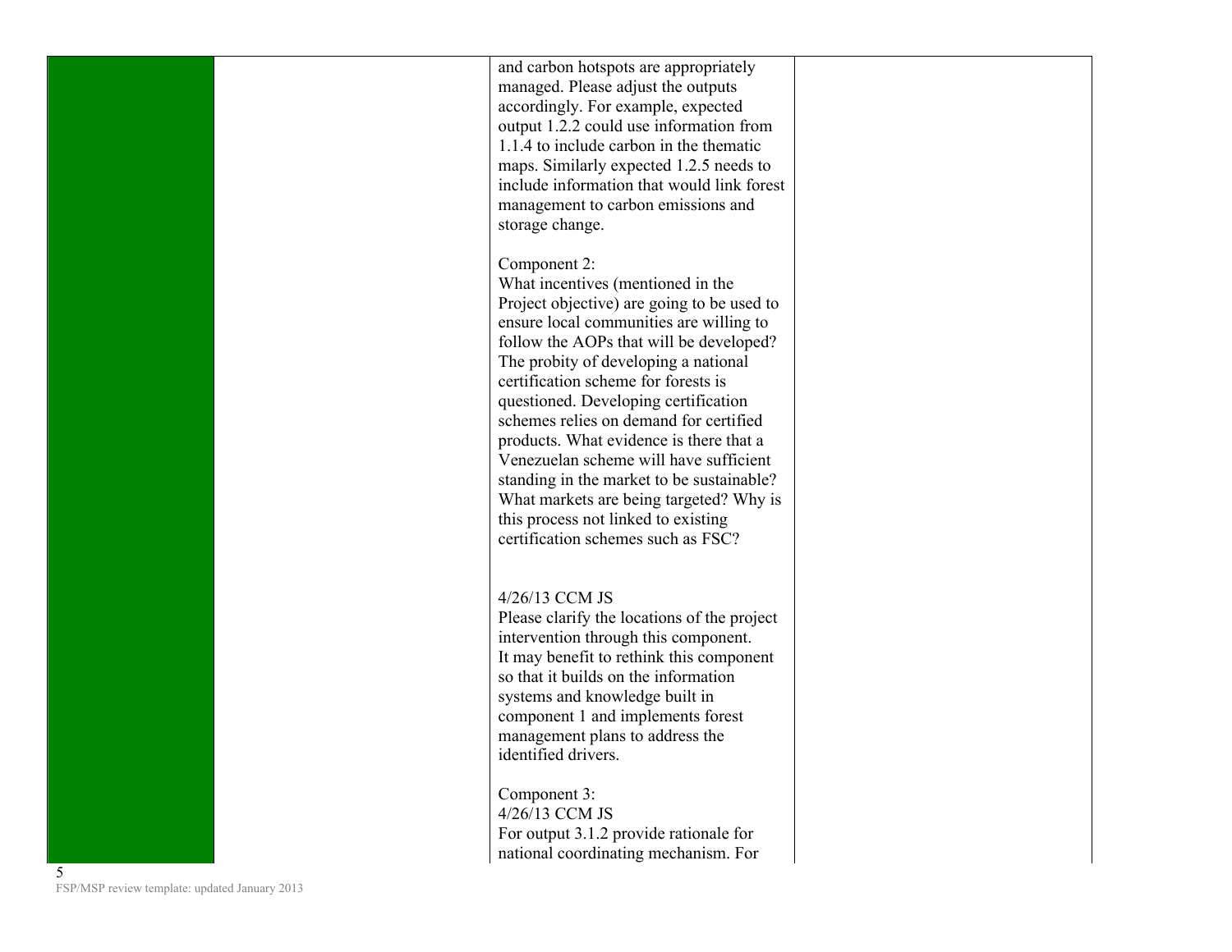| | | | |
|---|---|---|---|
| | | and carbon hotspots are appropriately managed. Please adjust the outputs accordingly. For example, expected output 1.2.2 could use information from 1.1.4 to include carbon in the thematic maps. Similarly expected 1.2.5 needs to include information that would link forest management to carbon emissions and storage change.<br><br>Component 2:<br>What incentives (mentioned in the Project objective) are going to be used to ensure local communities are willing to follow the AOPs that will be developed? The probity of developing a national certification scheme for forests is questioned. Developing certification schemes relies on demand for certified products. What evidence is there that a Venezuelan scheme will have sufficient standing in the market to be sustainable? What markets are being targeted? Why is this process not linked to existing certification schemes such as FSC?<br><br>4/26/13 CCM JS<br>Please clarify the locations of the project intervention through this component.<br>It may benefit to rethink this component so that it builds on the information systems and knowledge built in component 1 and implements forest management plans to address the identified drivers.<br><br>Component 3:<br>4/26/13 CCM JS<br>For output 3.1.2 provide rationale for national coordinating mechanism. For | |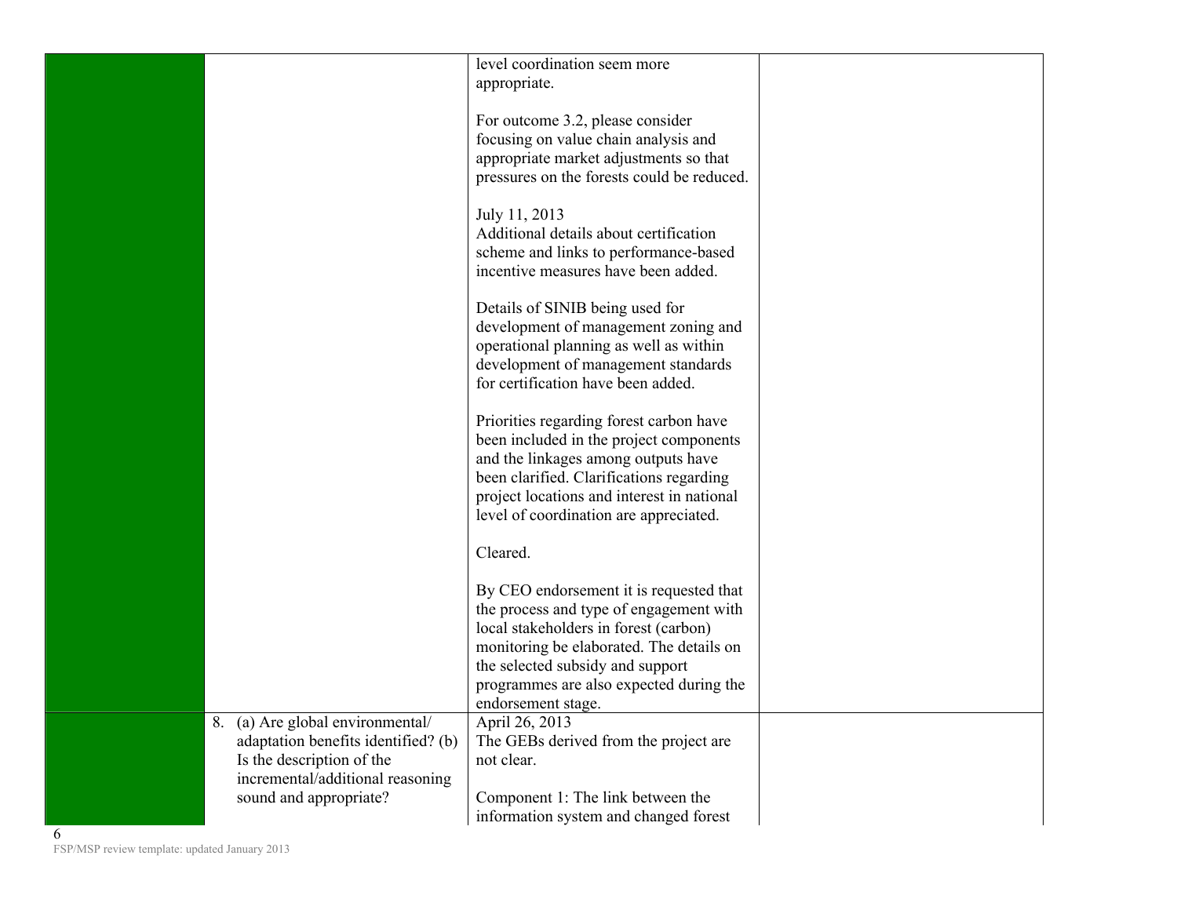| | | | |
|---|---|---|---|
| | | level coordination seem more appropriate.<br><br>For outcome 3.2, please consider focusing on value chain analysis and appropriate market adjustments so that pressures on the forests could be reduced.<br><br>July 11, 2013<br>Additional details about certification scheme and links to performance-based incentive measures have been added.<br><br>Details of SINIB being used for development of management zoning and operational planning as well as within development of management standards for certification have been added.<br><br>Priorities regarding forest carbon have been included in the project components and the linkages among outputs have been clarified. Clarifications regarding project locations and interest in national level of coordination are appreciated.<br><br>Cleared.<br><br>By CEO endorsement it is requested that the process and type of engagement with local stakeholders in forest (carbon) monitoring be elaborated. The details on the selected subsidy and support programmes are also expected during the endorsement stage. | |
| | 8. (a) Are global environmental/ adaptation benefits identified? (b) Is the description of the incremental/additional reasoning sound and appropriate? | April 26, 2013<br>The GEBs derived from the project are not clear.<br><br>Component 1: The link between the information system and changed forest | |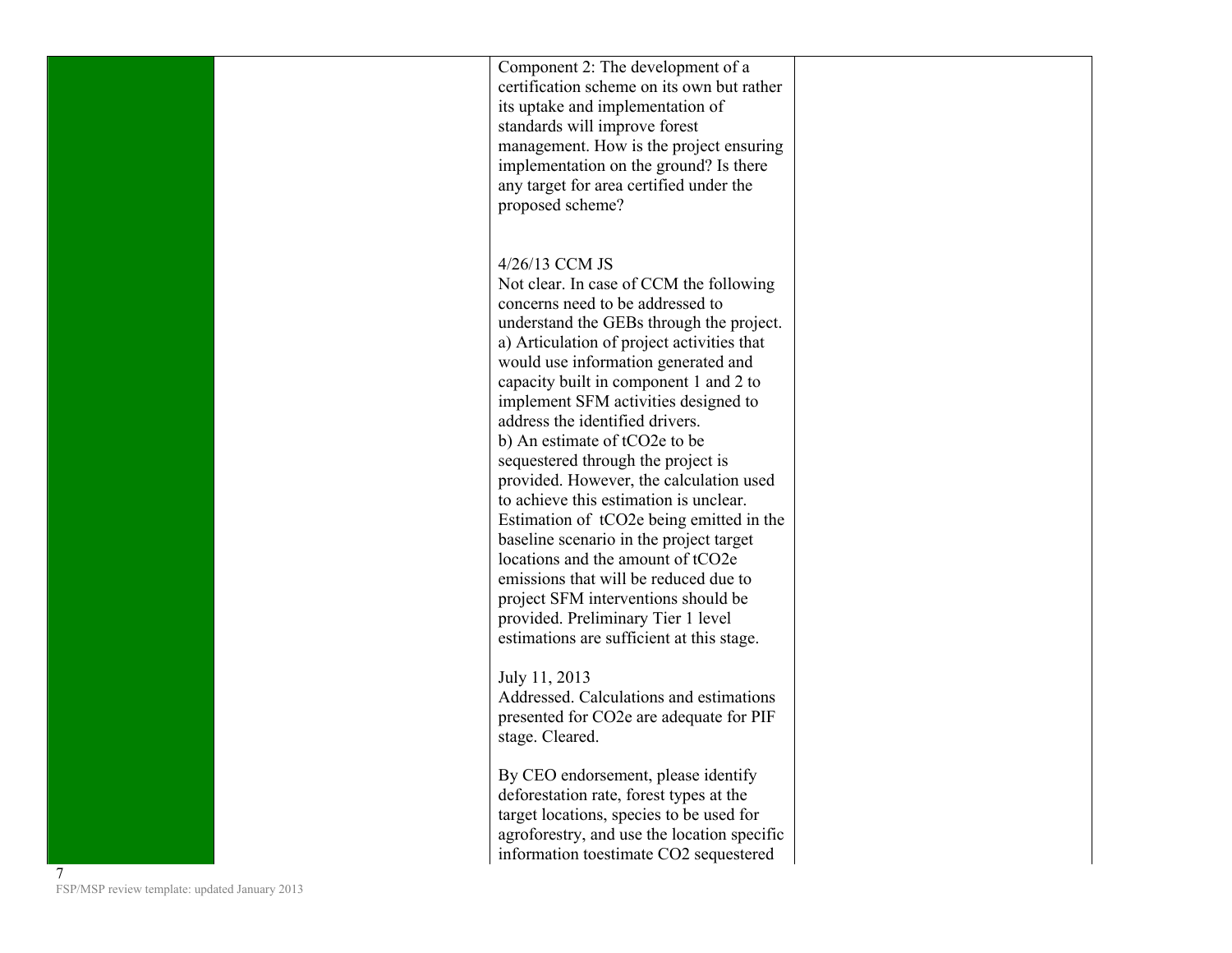| | | | |
|---|---|---|---|
| | | Component 2: The development of a certification scheme on its own but rather its uptake and implementation of standards will improve forest management. How is the project ensuring implementation on the ground? Is there any target for area certified under the proposed scheme?<br><br>4/26/13 CCM JS<br>Not clear. In case of CCM the following concerns need to be addressed to understand the GEBs through the project.<br>a) Articulation of project activities that would use information generated and capacity built in component 1 and 2 to implement SFM activities designed to address the identified drivers.<br>b) An estimate of $tCO_2e$ to be sequestered through the project is provided. However, the calculation used to achieve this estimation is unclear. Estimation of $tCO_2e$ being emitted in the baseline scenario in the project target locations and the amount of $tCO_2e$ emissions that will be reduced due to project SFM interventions should be provided. Preliminary Tier 1 level estimations are sufficient at this stage.<br><br>July 11, 2013<br>Addressed. Calculations and estimations presented for $CO_2e$ are adequate for PIF stage. Cleared.<br><br>By CEO endorsement, please identify deforestation rate, forest types at the target locations, species to be used for agroforestry, and use the location specific information toestimate $CO_2$ sequestered | |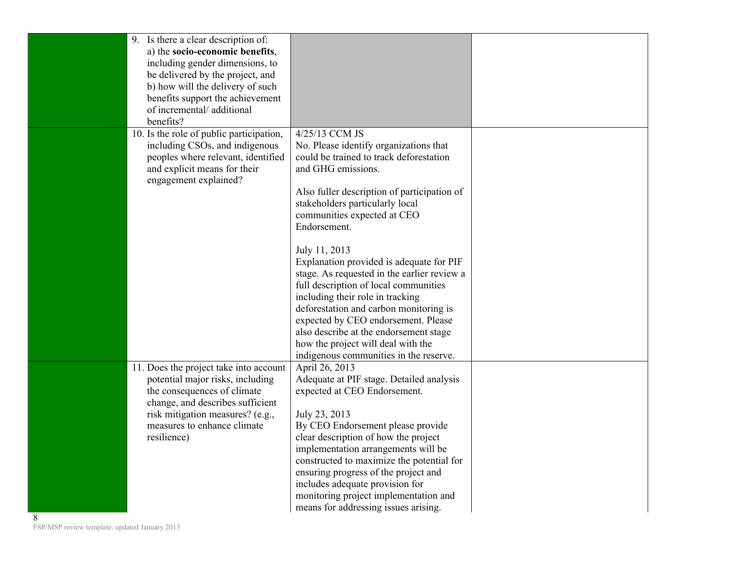|  |  |  |  |
|---|---|---|---|
|  | 9. Is there a clear description of: a) the **socio-economic benefits**, including gender dimensions, to be delivered by the project, and b) how will the delivery of such benefits support the achievement of incremental/ additional benefits? |  |  |
|  | 10. Is the role of public participation, including CSOs, and indigenous peoples where relevant, identified and explicit means for their engagement explained? | 4/25/13 CCM JS<br>No. Please identify organizations that could be trained to track deforestation and GHG emissions.<br><br>Also fuller description of participation of stakeholders particularly local communities expected at CEO Endorsement.<br><br>July 11, 2013<br>Explanation provided is adequate for PIF stage. As requested in the earlier review a full description of local communities including their role in tracking deforestation and carbon monitoring is expected by CEO endorsement. Please also describe at the endorsement stage how the project will deal with the indigenous communities in the reserve. |  |
|  | 11. Does the project take into account potential major risks, including the consequences of climate change, and describes sufficient risk mitigation measures? (e.g., measures to enhance climate resilience) | April 26, 2013<br>Adequate at PIF stage. Detailed analysis expected at CEO Endorsement.<br><br>July 23, 2013<br>By CEO Endorsement please provide clear description of how the project implementation arrangements will be constructed to maximize the potential for ensuring progress of the project and includes adequate provision for monitoring project implementation and means for addressing issues arising. |  |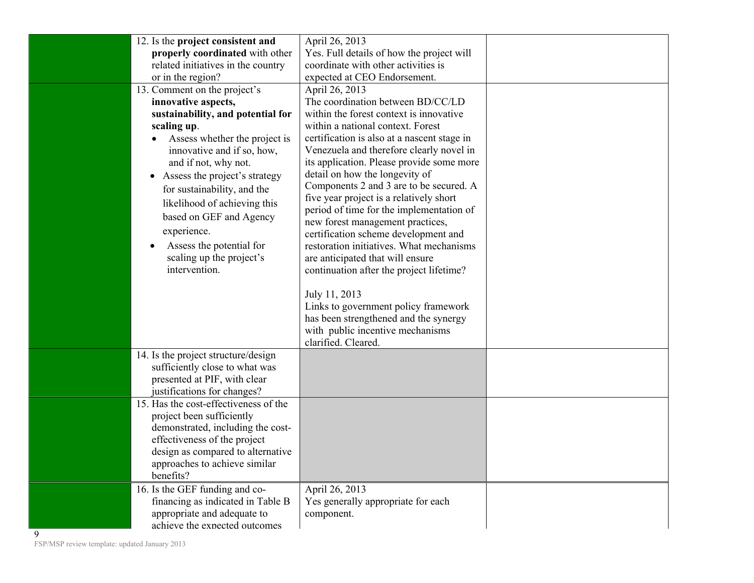| | | | |
|---|---|---|---|
| | 12. Is the **project consistent and properly coordinated** with other related initiatives in the country or in the region? | April 26, 2013<br>Yes. Full details of how the project will coordinate with other activities is expected at CEO Endorsement. | |
| | 13. Comment on the project's **innovative aspects, sustainability, and potential for scaling up**.<br>• Assess whether the project is innovative and if so, how, and if not, why not.<br>• Assess the project's strategy for sustainability, and the likelihood of achieving this based on GEF and Agency experience.<br>• Assess the potential for scaling up the project's intervention. | April 26, 2013<br>The coordination between BD/CC/LD within the forest context is innovative within a national context. Forest certification is also at a nascent stage in Venezuela and therefore clearly novel in its application. Please provide some more detail on how the longevity of Components 2 and 3 are to be secured. A five year project is a relatively short period of time for the implementation of new forest management practices, certification scheme development and restoration initiatives. What mechanisms are anticipated that will ensure continuation after the project lifetime?<br><br>July 11, 2013<br>Links to government policy framework has been strengthened and the synergy with public incentive mechanisms clarified. Cleared. | |
| | 14. Is the project structure/design sufficiently close to what was presented at PIF, with clear justifications for changes? | | |
| | 15. Has the cost-effectiveness of the project been sufficiently demonstrated, including the cost-effectiveness of the project design as compared to alternative approaches to achieve similar benefits? | | |
| | 16. Is the GEF funding and co-financing as indicated in Table B appropriate and adequate to achieve the expected outcomes | April 26, 2013<br>Yes generally appropriate for each component. | |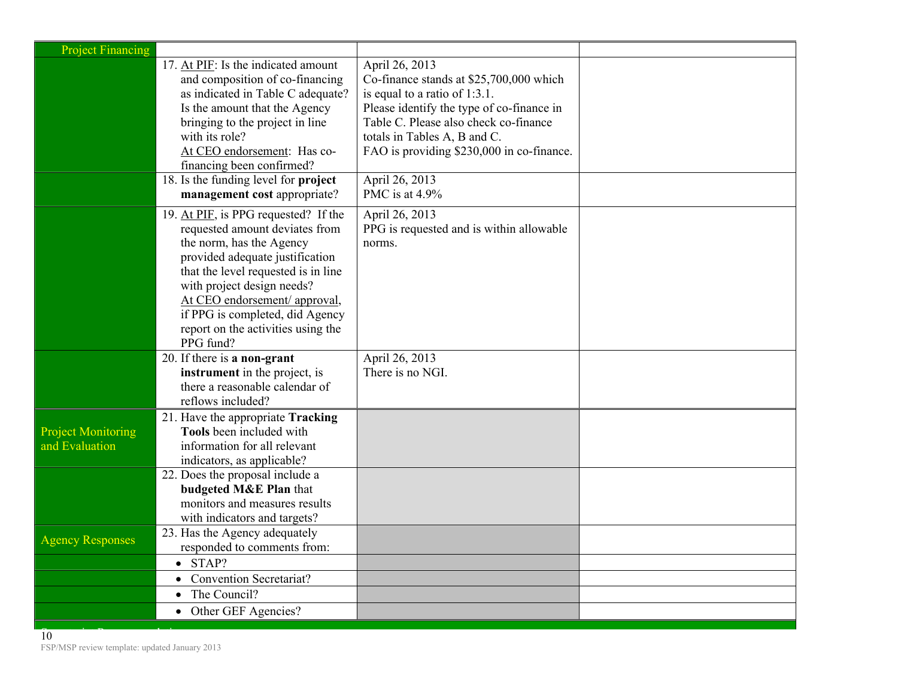| Project Financing | | | |
|---|---|---|---|
| | 17. At PIF: Is the indicated amount and composition of co-financing as indicated in Table C adequate? Is the amount that the Agency bringing to the project in line with its role? At CEO endorsement: Has co-financing been confirmed? | April 26, 2013<br>Co-finance stands at $25,700,000 which is equal to a ratio of 1:3.1.<br>Please identify the type of co-finance in Table C. Please also check co-finance totals in Tables A, B and C.<br>FAO is providing $230,000 in co-finance. | |
| | 18. Is the funding level for **project management cost** appropriate? | April 26, 2013<br>PMC is at 4.9% | |
| | 19. At PIF, is PPG requested? If the requested amount deviates from the norm, has the Agency provided adequate justification that the level requested is in line with project design needs? At CEO endorsement/ approval, if PPG is completed, did Agency report on the activities using the PPG fund? | April 26, 2013<br>PPG is requested and is within allowable norms. | |
| | 20. If there is **a non-grant instrument** in the project, is there a reasonable calendar of reflows included? | April 26, 2013<br>There is no NGI. | |
| Project Monitoring and Evaluation | 21. Have the appropriate **Tracking Tools** been included with information for all relevant indicators, as applicable? | | |
| | 22. Does the proposal include a **budgeted M&E Plan** that monitors and measures results with indicators and targets? | | |
| Agency Responses | 23. Has the Agency adequately responded to comments from: | | |
| | • STAP? | | |
| | • Convention Secretariat? | | |
| | • The Council? | | |
| | • Other GEF Agencies? | | |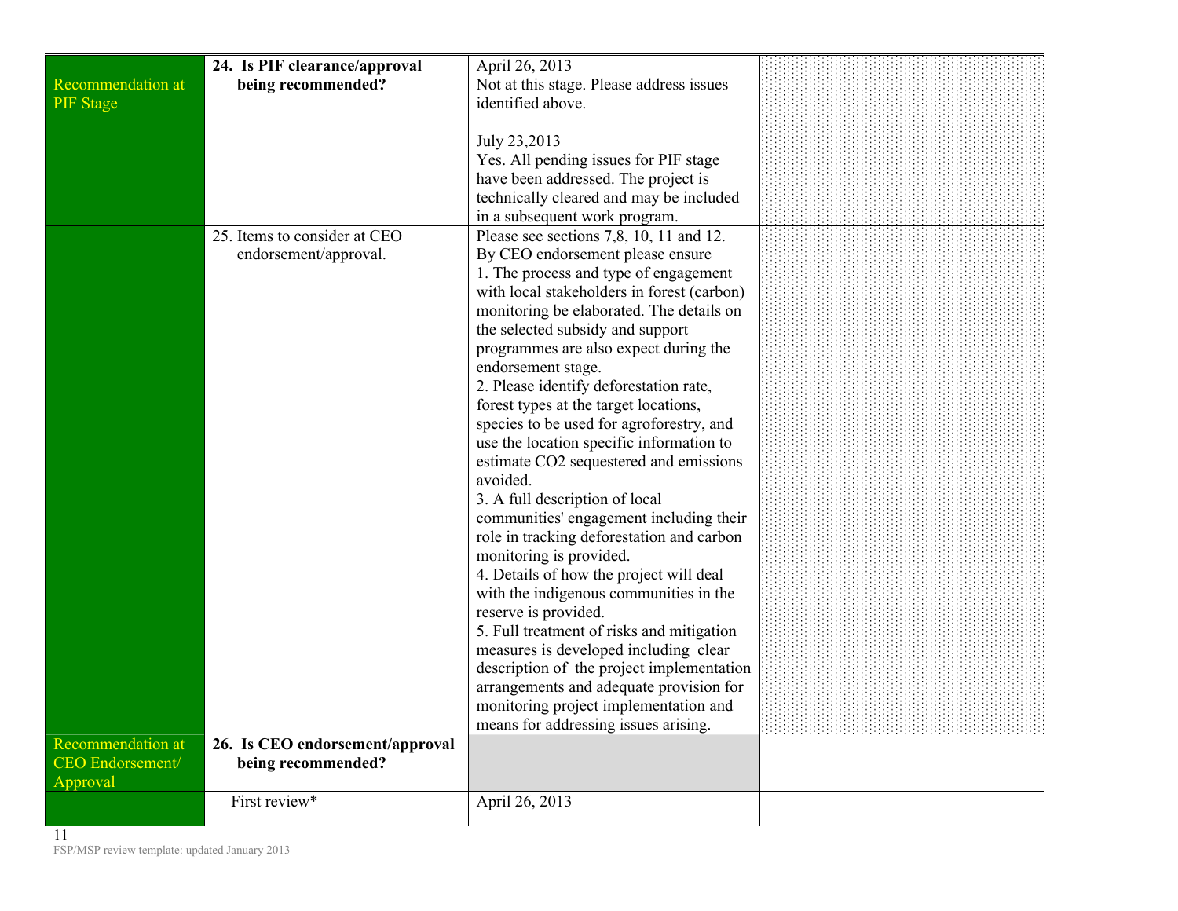| | | | |
|---|---|---|---|
| Recommendation at PIF Stage | **24. Is PIF clearance/approval being recommended?** | April 26, 2013<br>Not at this stage. Please address issues identified above.<br><br>July 23,2013<br>Yes. All pending issues for PIF stage have been addressed. The project is technically cleared and may be included in a subsequent work program. | |
| | 25. Items to consider at CEO endorsement/approval. | Please see sections 7,8, 10, 11 and 12.<br>By CEO endorsement please ensure<br>1. The process and type of engagement with local stakeholders in forest (carbon) monitoring be elaborated. The details on the selected subsidy and support programmes are also expect during the endorsement stage.<br>2. Please identify deforestation rate, forest types at the target locations, species to be used for agroforestry, and use the location specific information to estimate $CO_2$ sequestered and emissions avoided.<br>3. A full description of local communities' engagement including their role in tracking deforestation and carbon monitoring is provided.<br>4. Details of how the project will deal with the indigenous communities in the reserve is provided.<br>5. Full treatment of risks and mitigation measures is developed including clear description of the project implementation arrangements and adequate provision for monitoring project implementation and means for addressing issues arising. | |
| Recommendation at CEO Endorsement/ Approval | **26. Is CEO endorsement/approval being recommended?** | | |
| | First review* | April 26, 2013 | |

FSP/MSP review template: updated January 2013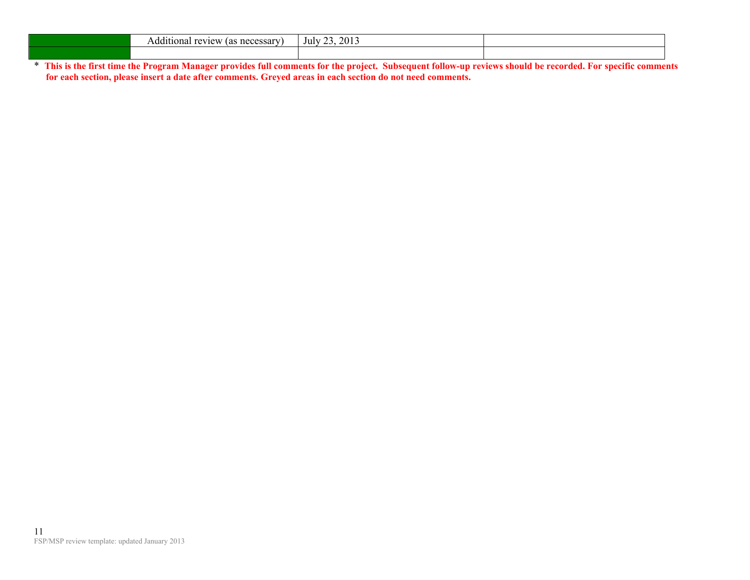| | | | |
|---|---|---|---|
| | Additional review (as necessary) | July 23, 2013 | |
| | | | |

* **This is the first time the Program Manager provides full comments for the project. Subsequent follow-up reviews should be recorded. For specific comments for each section, please insert a date after comments. Greyed areas in each section do not need comments.**